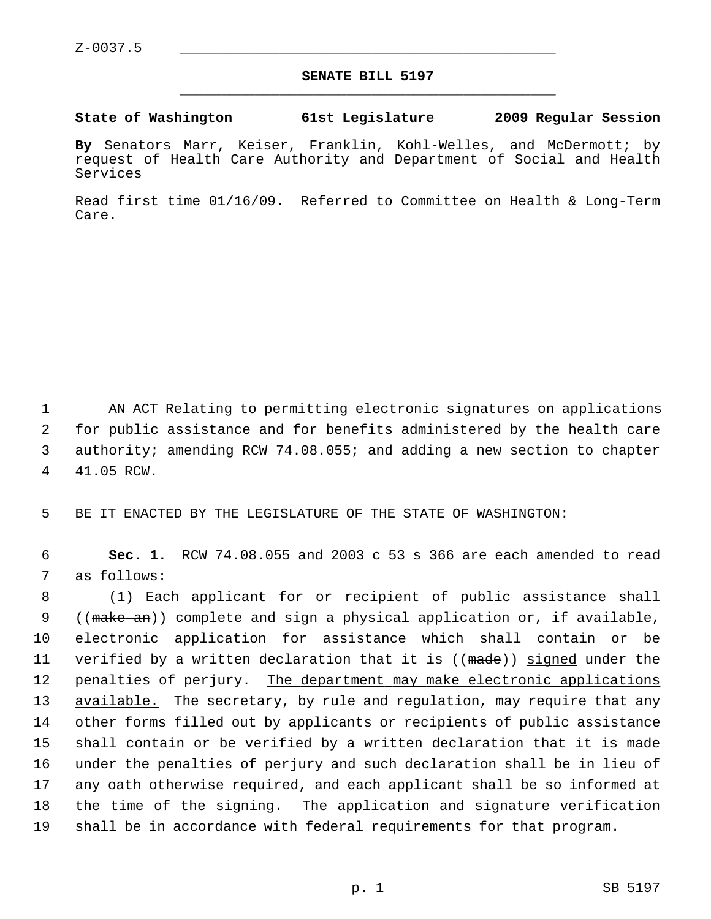Z-0037.5

**SENATE BILL 5197**

**State of Washington 61st Legislature 2009 Regular Session**

**By** Senators Marr, Keiser, Franklin, Kohl-Welles, and McDermott; by request of Health Care Authority and Department of Social and Health Services

Read first time 01/16/09. Referred to Committee on Health & Long-Term Care.

AN ACT Relating to permitting electronic signatures on applications for public assistance and for benefits administered by the health care authority; amending RCW 74.08.055; and adding a new section to chapter 41.05 RCW.

BE IT ENACTED BY THE LEGISLATURE OF THE STATE OF WASHINGTON:

**Sec. 1.** RCW 74.08.055 and 2003 c 53 s 366 are each amended to read as follows:

(1) Each applicant for or recipient of public assistance shall ((~~make an~~)) <u>complete and sign a physical application or, if available, electronic</u> application for assistance which shall contain or be verified by a written declaration that it is ((~~made~~)) <u>signed</u> under the penalties of perjury. <u>The department may make electronic applications available.</u> The secretary, by rule and regulation, may require that any other forms filled out by applicants or recipients of public assistance shall contain or be verified by a written declaration that it is made under the penalties of perjury and such declaration shall be in lieu of any oath otherwise required, and each applicant shall be so informed at the time of the signing. <u>The application and signature verification shall be in accordance with federal requirements for that program.</u>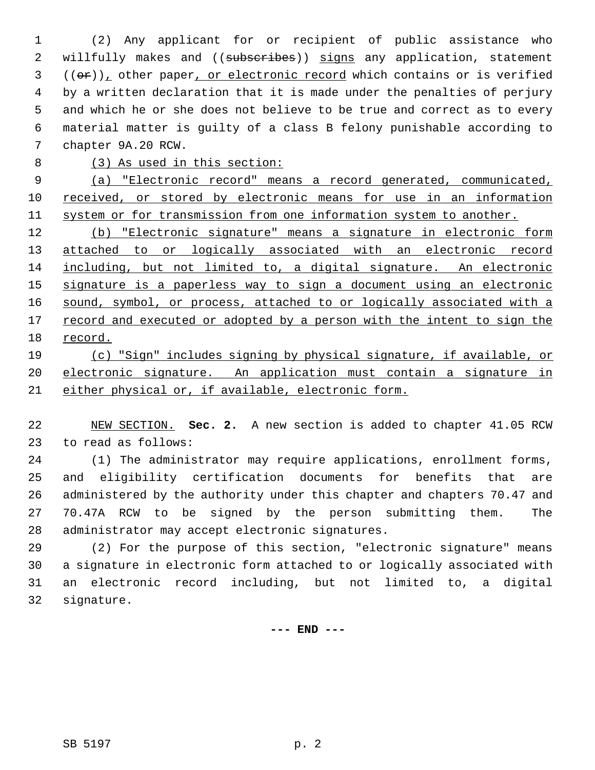(2) Any applicant for or recipient of public assistance who willfully makes and ((~~subscribes~~)) signs any application, statement ((~~or~~)), other paper, or electronic record which contains or is verified by a written declaration that it is made under the penalties of perjury and which he or she does not believe to be true and correct as to every material matter is guilty of a class B felony punishable according to chapter 9A.20 RCW.

(3) As used in this section:

(a) "Electronic record" means a record generated, communicated, received, or stored by electronic means for use in an information system or for transmission from one information system to another.

(b) "Electronic signature" means a signature in electronic form attached to or logically associated with an electronic record including, but not limited to, a digital signature. An electronic signature is a paperless way to sign a document using an electronic sound, symbol, or process, attached to or logically associated with a record and executed or adopted by a person with the intent to sign the record.

(c) "Sign" includes signing by physical signature, if available, or electronic signature. An application must contain a signature in either physical or, if available, electronic form.

NEW SECTION. **Sec. 2.** A new section is added to chapter 41.05 RCW to read as follows:

(1) The administrator may require applications, enrollment forms, and eligibility certification documents for benefits that are administered by the authority under this chapter and chapters 70.47 and 70.47A RCW to be signed by the person submitting them. The administrator may accept electronic signatures.

(2) For the purpose of this section, "electronic signature" means a signature in electronic form attached to or logically associated with an electronic record including, but not limited to, a digital signature.

**--- END ---**